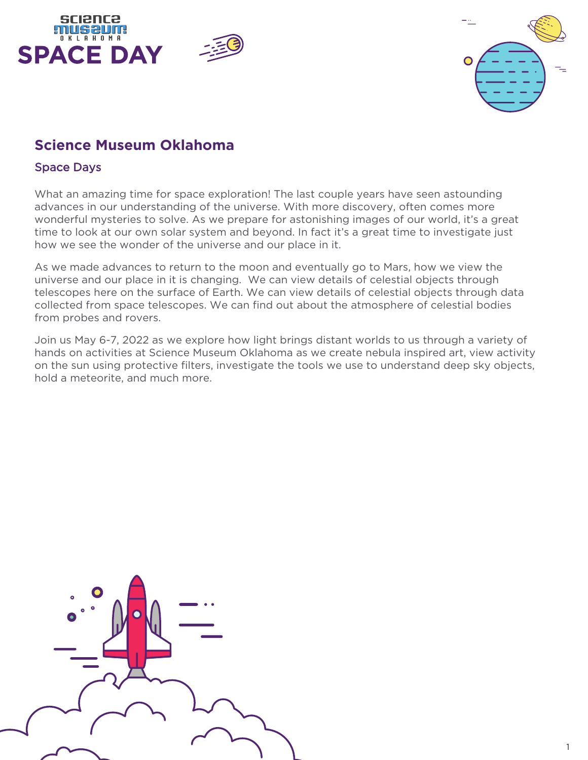# SPACE DAY

## Science Museum Oklahoma

### Space Days

What an amazing time for space exploration! The last couple years have seen astounding advances in our understanding of the universe. With more discovery, often comes more wonderful mysteries to solve. As we prepare for astonishing images of our world, it's a great time to look at our own solar system and beyond. In fact it's a great time to investigate just how we see the wonder of the universe and our place in it.

As we made advances to return to the moon and eventually go to Mars, how we view the universe and our place in it is changing. We can view details of celestial objects through telescopes here on the surface of Earth. We can view details of celestial objects through data collected from space telescopes. We can find out about the atmosphere of celestial bodies from probes and rovers.

Join us May 6-7, 2022 as we explore how light brings distant worlds to us through a variety of hands on activities at Science Museum Oklahoma as we create nebula inspired art, view activity on the sun using protective filters, investigate the tools we use to understand deep sky objects, hold a meteorite, and much more.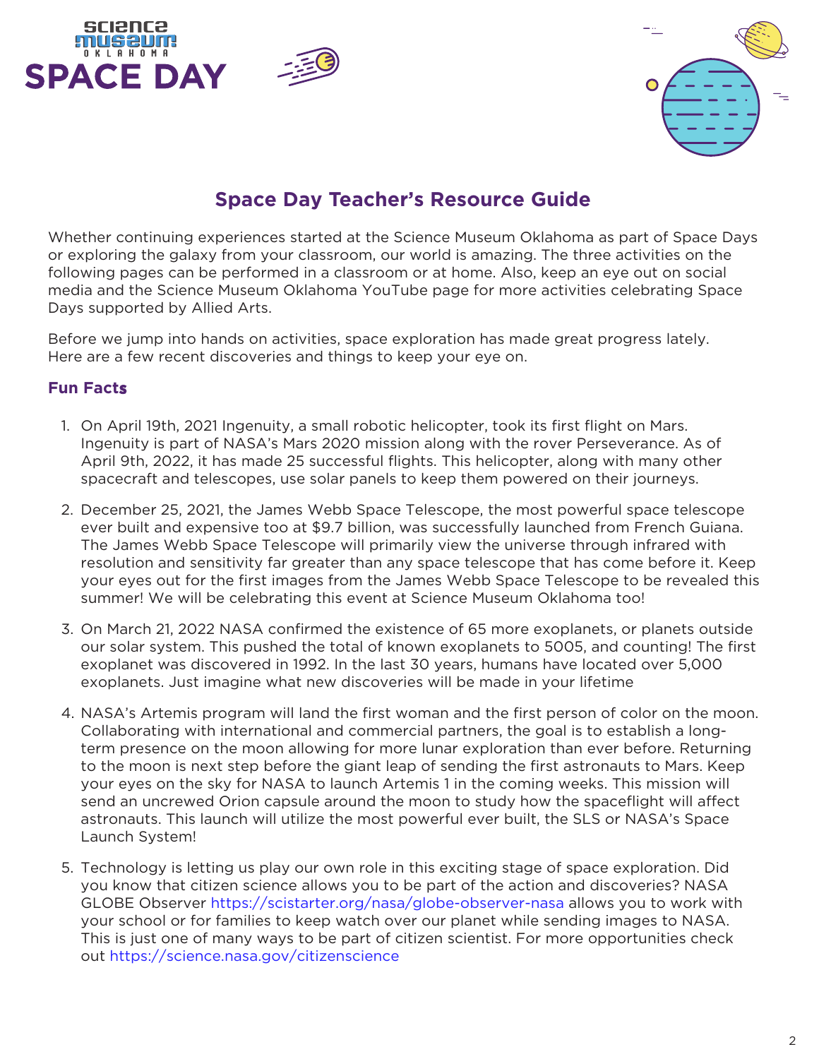# SPACE DAY

Science Museum Oklahoma

## Space Day Teacher's Resource Guide

Whether continuing experiences started at the Science Museum Oklahoma as part of Space Days or exploring the galaxy from your classroom, our world is amazing. The three activities on the following pages can be performed in a classroom or at home. Also, keep an eye out on social media and the Science Museum Oklahoma YouTube page for more activities celebrating Space Days supported by Allied Arts.

Before we jump into hands on activities, space exploration has made great progress lately. Here are a few recent discoveries and things to keep your eye on.

### Fun Facts

1. On April 19th, 2021 Ingenuity, a small robotic helicopter, took its first flight on Mars. Ingenuity is part of NASA's Mars 2020 mission along with the rover Perseverance. As of April 9th, 2022, it has made 25 successful flights. This helicopter, along with many other spacecraft and telescopes, use solar panels to keep them powered on their journeys.

2. December 25, 2021, the James Webb Space Telescope, the most powerful space telescope ever built and expensive too at $9.7 billion, was successfully launched from French Guiana. The James Webb Space Telescope will primarily view the universe through infrared with resolution and sensitivity far greater than any space telescope that has come before it. Keep your eyes out for the first images from the James Webb Space Telescope to be revealed this summer! We will be celebrating this event at Science Museum Oklahoma too!

3. On March 21, 2022 NASA confirmed the existence of 65 more exoplanets, or planets outside our solar system. This pushed the total of known exoplanets to 5005, and counting! The first exoplanet was discovered in 1992. In the last 30 years, humans have located over 5,000 exoplanets. Just imagine what new discoveries will be made in your lifetime

4. NASA's Artemis program will land the first woman and the first person of color on the moon. Collaborating with international and commercial partners, the goal is to establish a long-term presence on the moon allowing for more lunar exploration than ever before. Returning to the moon is next step before the giant leap of sending the first astronauts to Mars. Keep your eyes on the sky for NASA to launch Artemis 1 in the coming weeks. This mission will send an uncrewed Orion capsule around the moon to study how the spaceflight will affect astronauts. This launch will utilize the most powerful ever built, the SLS or NASA's Space Launch System!

5. Technology is letting us play our own role in this exciting stage of space exploration. Did you know that citizen science allows you to be part of the action and discoveries? NASA GLOBE Observer https://scistarter.org/nasa/globe-observer-nasa allows you to work with your school or for families to keep watch over our planet while sending images to NASA. This is just one of many ways to be part of citizen scientist. For more opportunities check out https://science.nasa.gov/citizenscience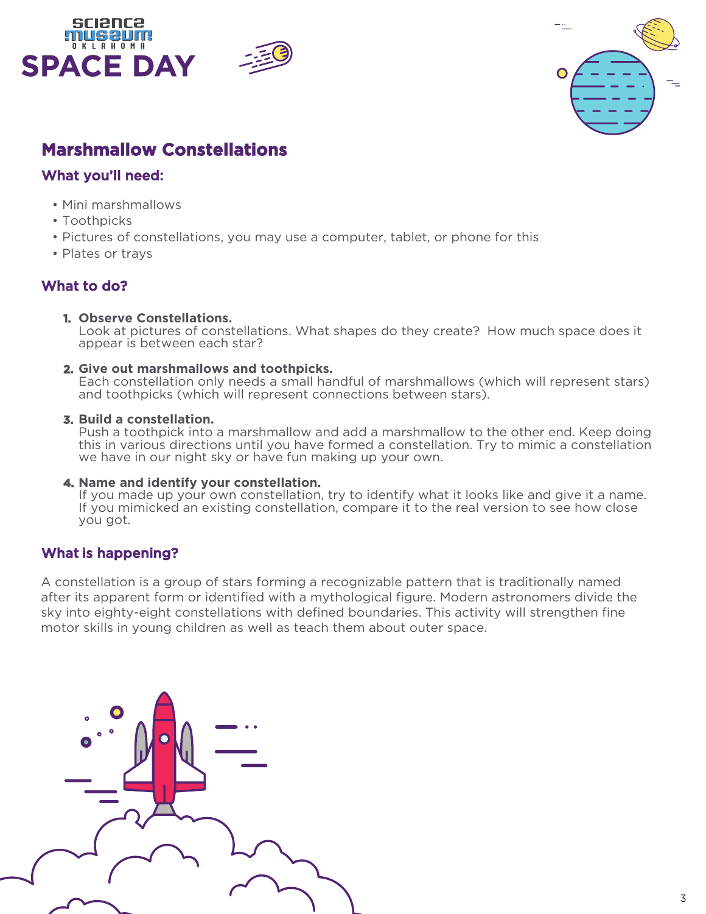Science Museum Oklahoma

# SPACE DAY

## Marshmallow Constellations

### What you'll need:

- Mini marshmallows
- Toothpicks
- Pictures of constellations, you may use a computer, tablet, or phone for this
- Plates or trays

### What to do?

1. **Observe Constellations.**
   Look at pictures of constellations. What shapes do they create? How much space does it appear is between each star?

2. **Give out marshmallows and toothpicks.**
   Each constellation only needs a small handful of marshmallows (which will represent stars) and toothpicks (which will represent connections between stars).

3. **Build a constellation.**
   Push a toothpick into a marshmallow and add a marshmallow to the other end. Keep doing this in various directions until you have formed a constellation. Try to mimic a constellation we have in our night sky or have fun making up your own.

4. **Name and identify your constellation.**
   If you made up your own constellation, try to identify what it looks like and give it a name. If you mimicked an existing constellation, compare it to the real version to see how close you got.

### What is happening?

A constellation is a group of stars forming a recognizable pattern that is traditionally named after its apparent form or identified with a mythological figure. Modern astronomers divide the sky into eighty-eight constellations with defined boundaries. This activity will strengthen fine motor skills in young children as well as teach them about outer space.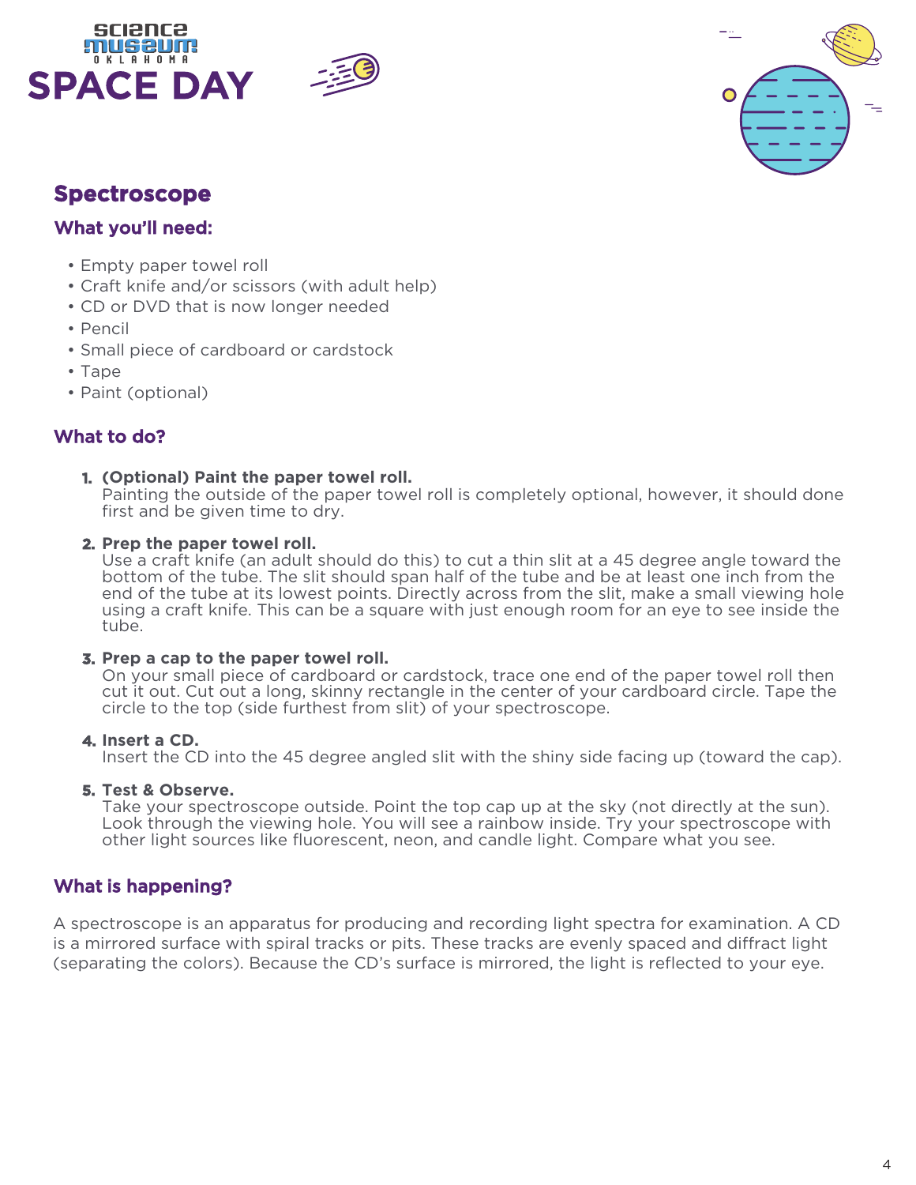Science Museum Oklahoma

# SPACE DAY

## Spectroscope

### What you'll need:

- Empty paper towel roll
- Craft knife and/or scissors (with adult help)
- CD or DVD that is now longer needed
- Pencil
- Small piece of cardboard or cardstock
- Tape
- Paint (optional)

### What to do?

1. **(Optional) Paint the paper towel roll.**
   Painting the outside of the paper towel roll is completely optional, however, it should done first and be given time to dry.

2. **Prep the paper towel roll.**
   Use a craft knife (an adult should do this) to cut a thin slit at a 45 degree angle toward the bottom of the tube. The slit should span half of the tube and be at least one inch from the end of the tube at its lowest points. Directly across from the slit, make a small viewing hole using a craft knife. This can be a square with just enough room for an eye to see inside the tube.

3. **Prep a cap to the paper towel roll.**
   On your small piece of cardboard or cardstock, trace one end of the paper towel roll then cut it out. Cut out a long, skinny rectangle in the center of your cardboard circle. Tape the circle to the top (side furthest from slit) of your spectroscope.

4. **Insert a CD.**
   Insert the CD into the 45 degree angled slit with the shiny side facing up (toward the cap).

5. **Test & Observe.**
   Take your spectroscope outside. Point the top cap up at the sky (not directly at the sun). Look through the viewing hole. You will see a rainbow inside. Try your spectroscope with other light sources like fluorescent, neon, and candle light. Compare what you see.

### What is happening?

A spectroscope is an apparatus for producing and recording light spectra for examination. A CD is a mirrored surface with spiral tracks or pits. These tracks are evenly spaced and diffract light (separating the colors). Because the CD's surface is mirrored, the light is reflected to your eye.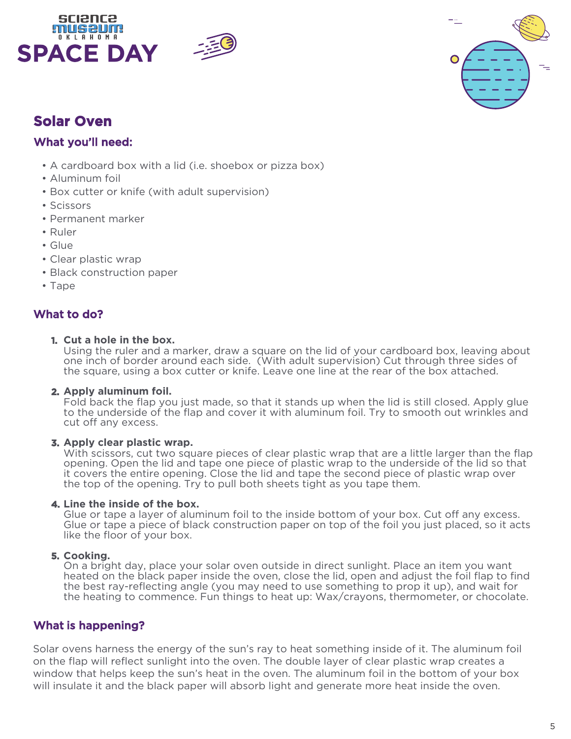Science Museum Oklahoma

# SPACE DAY

## Solar Oven

### What you'll need:

- A cardboard box with a lid (i.e. shoebox or pizza box)
- Aluminum foil
- Box cutter or knife (with adult supervision)
- Scissors
- Permanent marker
- Ruler
- Glue
- Clear plastic wrap
- Black construction paper
- Tape

### What to do?

1. **Cut a hole in the box.**
   Using the ruler and a marker, draw a square on the lid of your cardboard box, leaving about one inch of border around each side. (With adult supervision) Cut through three sides of the square, using a box cutter or knife. Leave one line at the rear of the box attached.

2. **Apply aluminum foil.**
   Fold back the flap you just made, so that it stands up when the lid is still closed. Apply glue to the underside of the flap and cover it with aluminum foil. Try to smooth out wrinkles and cut off any excess.

3. **Apply clear plastic wrap.**
   With scissors, cut two square pieces of clear plastic wrap that are a little larger than the flap opening. Open the lid and tape one piece of plastic wrap to the underside of the lid so that it covers the entire opening. Close the lid and tape the second piece of plastic wrap over the top of the opening. Try to pull both sheets tight as you tape them.

4. **Line the inside of the box.**
   Glue or tape a layer of aluminum foil to the inside bottom of your box. Cut off any excess. Glue or tape a piece of black construction paper on top of the foil you just placed, so it acts like the floor of your box.

5. **Cooking.**
   On a bright day, place your solar oven outside in direct sunlight. Place an item you want heated on the black paper inside the oven, close the lid, open and adjust the foil flap to find the best ray-reflecting angle (you may need to use something to prop it up), and wait for the heating to commence. Fun things to heat up: Wax/crayons, thermometer, or chocolate.

### What is happening?

Solar ovens harness the energy of the sun's ray to heat something inside of it. The aluminum foil on the flap will reflect sunlight into the oven. The double layer of clear plastic wrap creates a window that helps keep the sun's heat in the oven. The aluminum foil in the bottom of your box will insulate it and the black paper will absorb light and generate more heat inside the oven.